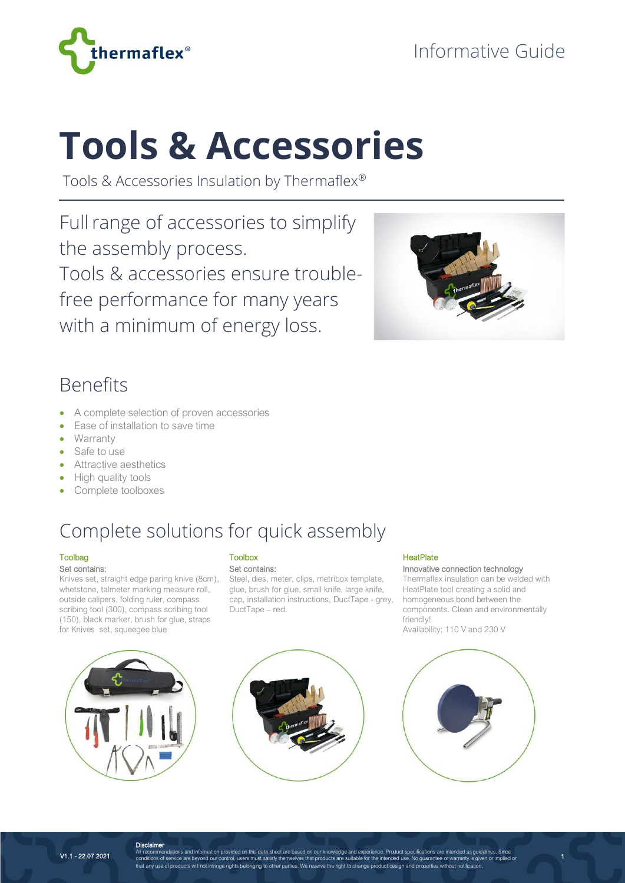Informative Guide

# Tools & Accessories

Tools & Accessories Insulation by Thermaflex®

Full range of accessories to simplify the assembly process.
Tools & accessories ensure trouble-free performance for many years with a minimum of energy loss.

## Benefits

- A complete selection of proven accessories
- Ease of installation to save time
- Warranty
- Safe to use
- Attractive aesthetics
- High quality tools
- Complete toolboxes

## Complete solutions for quick assembly

### Toolbag

Set contains:
Knives set, straight edge paring knive (8cm), whetstone, talmeter marking measure roll, outside calipers, folding ruler, compass scribing tool (300), compass scribing tool (150), black marker, brush for glue, straps for Knives set, squeegee blue

### Toolbox

Set contains:
Steel, dies, meter, clips, metribox template, glue, brush for glue, small knife, large knife, cap, installation instructions, DuctTape - grey, DuctTape – red.

### HeatPlate

Innovative connection technology
Thermaflex insulation can be welded with HeatPlate tool creating a solid and homogeneous bond between the components. Clean and environmentally friendly!
Availability: 110 V and 230 V

V1.1 - 22.07.2021

**Disclaimer**
All recommendations and information provided on this data sheet are based on our knowledge and experience. Product specifications are intended as guidelines. Since conditions of service are beyond our control, users must satisfy themselves that products are suitable for the intended use. No guarantee or warranty is given or implied or that any use of products will not infringe rights belonging to other parties. We reserve the right to change product design and properties without notification.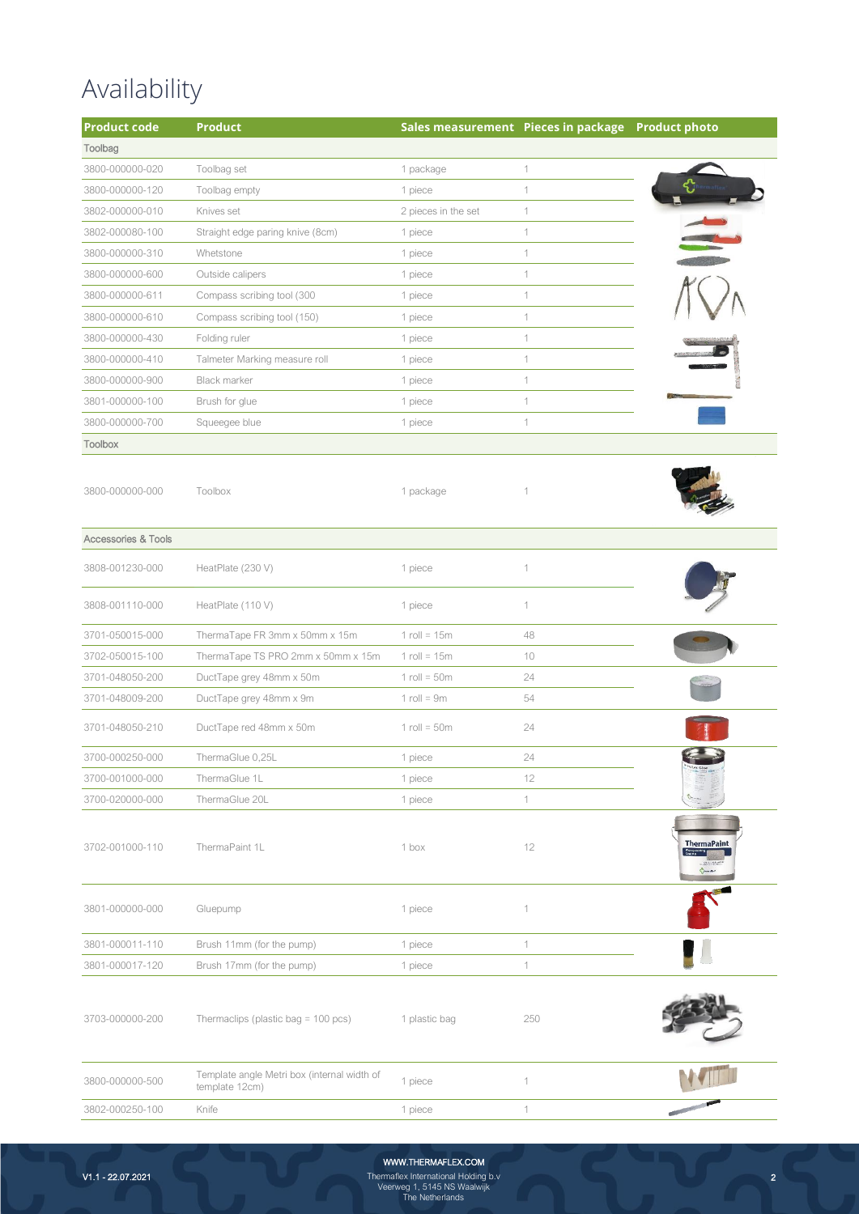# Availability

| Product code | Product | Sales measurement | Pieces in package | Product photo |
|---|---|---|---|---|
| Toolbag | | | | |
| 3800-000000-020 | Toolbag set | 1 package | 1 | |
| 3800-000000-120 | Toolbag empty | 1 piece | 1 | |
| 3802-000000-010 | Knives set | 2 pieces in the set | 1 | |
| 3802-000080-100 | Straight edge paring knive (8cm) | 1 piece | 1 | |
| 3800-000000-310 | Whetstone | 1 piece | 1 | |
| 3800-000000-600 | Outside calipers | 1 piece | 1 | |
| 3800-000000-611 | Compass scribing tool (300 | 1 piece | 1 | |
| 3800-000000-610 | Compass scribing tool (150) | 1 piece | 1 | |
| 3800-000000-430 | Folding ruler | 1 piece | 1 | |
| 3800-000000-410 | Talmeter Marking measure roll | 1 piece | 1 | |
| 3800-000000-900 | Black marker | 1 piece | 1 | |
| 3801-000000-100 | Brush for glue | 1 piece | 1 | |
| 3800-000000-700 | Squeegee blue | 1 piece | 1 | |
| Toolbox | | | | |
| 3800-000000-000 | Toolbox | 1 package | 1 | |
| Accessories & Tools | | | | |
| 3808-001230-000 | HeatPlate (230 V) | 1 piece | 1 | |
| 3808-001110-000 | HeatPlate (110 V) | 1 piece | 1 | |
| 3701-050015-000 | ThermaTape FR 3mm x 50mm x 15m | 1 roll = 15m | 48 | |
| 3702-050015-100 | ThermaTape TS PRO 2mm x 50mm x 15m | 1 roll = 15m | 10 | |
| 3701-048050-200 | DuctTape grey 48mm x 50m | 1 roll = 50m | 24 | |
| 3701-048009-200 | DuctTape grey 48mm x 9m | 1 roll = 9m | 54 | |
| 3701-048050-210 | DuctTape red 48mm x 50m | 1 roll = 50m | 24 | |
| 3700-000250-000 | ThermaGlue 0,25L | 1 piece | 24 | |
| 3700-001000-000 | ThermaGlue 1L | 1 piece | 12 | |
| 3700-020000-000 | ThermaGlue 20L | 1 piece | 1 | |
| 3702-001000-110 | ThermaPaint 1L | 1 box | 12 | |
| 3801-000000-000 | Gluepump | 1 piece | 1 | |
| 3801-000011-110 | Brush 11mm (for the pump) | 1 piece | 1 | |
| 3801-000017-120 | Brush 17mm (for the pump) | 1 piece | 1 | |
| 3703-000000-200 | Thermaclips (plastic bag = 100 pcs) | 1 plastic bag | 250 | |
| 3800-000000-500 | Template angle Metri box (internal width of template 12cm) | 1 piece | 1 | |
| 3802-000250-100 | Knife | 1 piece | 1 | |

V1.1 - 22.07.2021

WWW.THERMAFLEX.COM
Thermaflex International Holding b.v
Veerweg 1, 5145 NS Waalwijk
The Netherlands